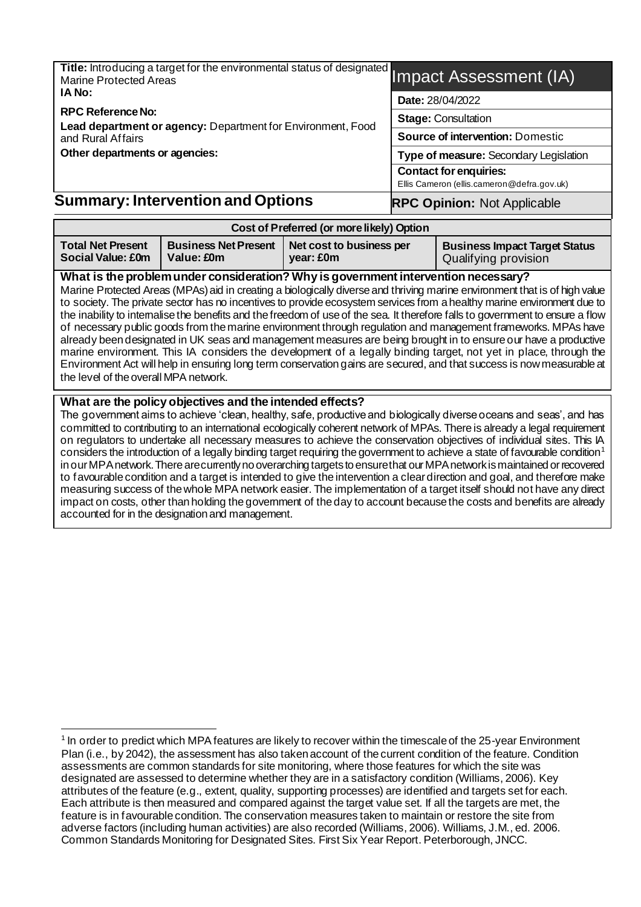| **Title:** Introducing a target for the environmental status of designated Marine Protected Areas | Impact Assessment (IA) |
|---|---|
| **IA No:** | **Date:** 28/04/2022 |
| **RPC Reference No:** | **Stage:** Consultation |
| **Lead department or agency:** Department for Environment, Food and Rural Affairs | **Source of intervention:** Domestic |
| **Other departments or agencies:** | **Type of measure:** Secondary Legislation |
| | **Contact for enquiries:** Ellis Cameron (ellis.cameron@defra.gov.uk) |

## Summary: Intervention and Options

**RPC Opinion:** Not Applicable

| Cost of Preferred (or more likely) Option | | | |
|---|---|---|---|
| **Total Net Present Social Value: £0m** | **Business Net Present Value: £0m** | **Net cost to business per year: £0m** | **Business Impact Target Status** Qualifying provision |

**What is the problem under consideration? Why is government intervention necessary?**

Marine Protected Areas (MPAs) aid in creating a biologically diverse and thriving marine environment that is of high value to society. The private sector has no incentives to provide ecosystem services from a healthy marine environment due to the inability to internalise the benefits and the freedom of use of the sea. It therefore falls to government to ensure a flow of necessary public goods from the marine environment through regulation and management frameworks. MPAs have already been designated in UK seas and management measures are being brought in to ensure our have a productive marine environment. This IA considers the development of a legally binding target, not yet in place, through the Environment Act will help in ensuring long term conservation gains are secured, and that success is now measurable at the level of the overall MPA network.

**What are the policy objectives and the intended effects?**

The government aims to achieve 'clean, healthy, safe, productive and biologically diverse oceans and seas', and has committed to contributing to an international ecologically coherent network of MPAs. There is already a legal requirement on regulators to undertake all necessary measures to achieve the conservation objectives of individual sites. This IA considers the introduction of a legally binding target requiring the government to achieve a state of favourable condition[1] in our MPA network. There are currently no overarching targets to ensure that our MPA network is maintained or recovered to favourable condition and a target is intended to give the intervention a clear direction and goal, and therefore make measuring success of the whole MPA network easier. The implementation of a target itself should not have any direct impact on costs, other than holding the government of the day to account because the costs and benefits are already accounted for in the designation and management.

[1] In order to predict which MPA features are likely to recover within the timescale of the 25-year Environment Plan (i.e., by 2042), the assessment has also taken account of the current condition of the feature. Condition assessments are common standards for site monitoring, where those features for which the site was designated are assessed to determine whether they are in a satisfactory condition (Williams, 2006). Key attributes of the feature (e.g., extent, quality, supporting processes) are identified and targets set for each. Each attribute is then measured and compared against the target value set. If all the targets are met, the feature is in favourable condition. The conservation measures taken to maintain or restore the site from adverse factors (including human activities) are also recorded (Williams, 2006). Williams, J.M., ed. 2006. Common Standards Monitoring for Designated Sites. First Six Year Report. Peterborough, JNCC.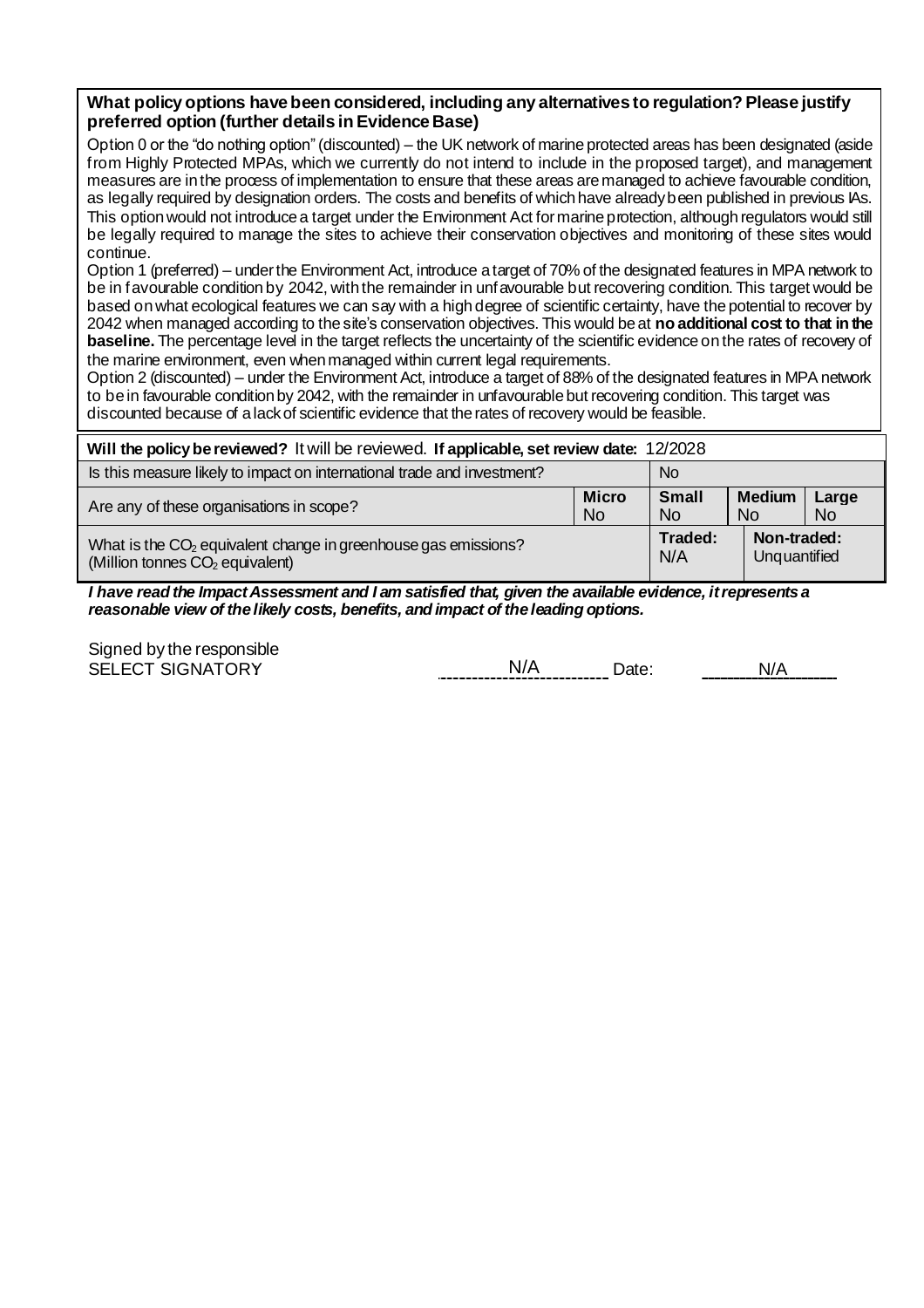**What policy options have been considered, including any alternatives to regulation? Please justify preferred option (further details in Evidence Base)**

Option 0 or the "do nothing option" (discounted) – the UK network of marine protected areas has been designated (aside from Highly Protected MPAs, which we currently do not intend to include in the proposed target), and management measures are in the process of implementation to ensure that these areas are managed to achieve favourable condition, as legally required by designation orders. The costs and benefits of which have already been published in previous IAs. This option would not introduce a target under the Environment Act for marine protection, although regulators would still be legally required to manage the sites to achieve their conservation objectives and monitoring of these sites would continue.

Option 1 (preferred) – under the Environment Act, introduce a target of 70% of the designated features in MPA network to be in favourable condition by 2042, with the remainder in unfavourable but recovering condition. This target would be based on what ecological features we can say with a high degree of scientific certainty, have the potential to recover by 2042 when managed according to the site's conservation objectives. This would be at **no additional cost to that in the baseline.** The percentage level in the target reflects the uncertainty of the scientific evidence on the rates of recovery of the marine environment, even when managed within current legal requirements.

Option 2 (discounted) – under the Environment Act, introduce a target of 88% of the designated features in MPA network to be in favourable condition by 2042, with the remainder in unfavourable but recovering condition. This target was discounted because of a lack of scientific evidence that the rates of recovery would be feasible.

| **Will the policy be reviewed?** It will be reviewed. **If applicable, set review date:** 12/2028 | | | | |
|---|---|---|---|---|
| Is this measure likely to impact on international trade and investment? | | No | | |
| Are any of these organisations in scope? | **Micro** No | **Small** No | **Medium** No | **Large** No |
| What is the $CO_2$ equivalent change in greenhouse gas emissions? (Million tonnes $CO_2$ equivalent) | | **Traded:** N/A | **Non-traded:** Unquantified | |

***I have read the Impact Assessment and I am satisfied that, given the available evidence, it represents a reasonable view of the likely costs, benefits, and impact of the leading options.***

Signed by the responsible SELECT SIGNATORY N/A Date: N/A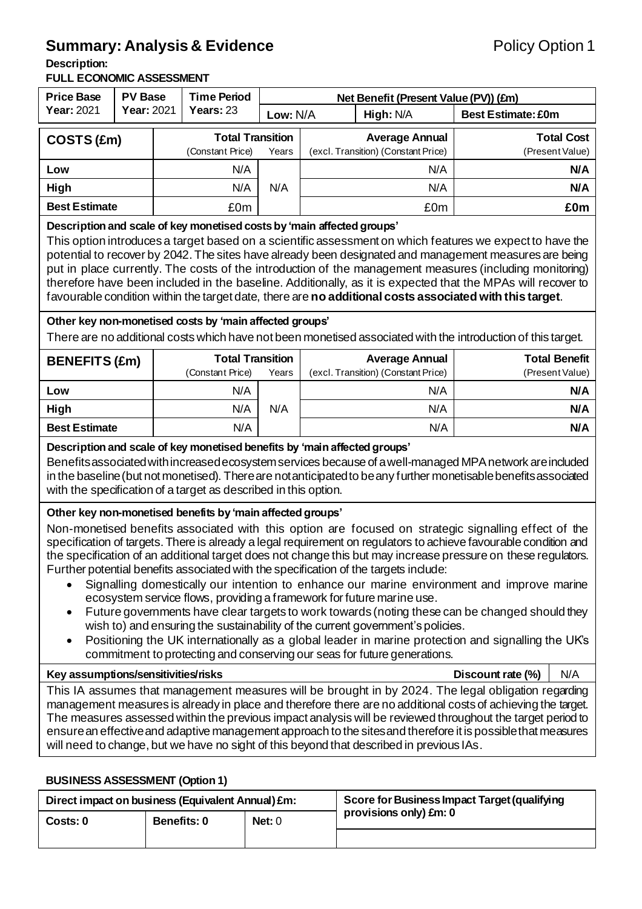## Summary: Analysis & Evidence

Policy Option 1

**Description:**

**FULL ECONOMIC ASSESSMENT**

| Price Base Year: 2021 | PV Base Year: 2021 | Time Period Years: 23 | Net Benefit (Present Value (PV)) (£m) | | |
|---|---|---|---|---|---|
| | | | Low: N/A | High: N/A | Best Estimate: £0m |

| COSTS (£m) | Total Transition (Constant Price) | Years | Average Annual (excl. Transition) (Constant Price) | Total Cost (Present Value) |
|---|---|---|---|---|
| Low | N/A | N/A | N/A | N/A |
| High | N/A | | N/A | N/A |
| Best Estimate | £0m | | £0m | £0m |

**Description and scale of key monetised costs by 'main affected groups'**

This option introduces a target based on a scientific assessment on which features we expect to have the potential to recover by 2042. The sites have already been designated and management measures are being put in place currently. The costs of the introduction of the management measures (including monitoring) therefore have been included in the baseline. Additionally, as it is expected that the MPAs will recover to favourable condition within the target date, there are **no additional costs associated with this target**.

**Other key non-monetised costs by 'main affected groups'**

There are no additional costs which have not been monetised associated with the introduction of this target.

| BENEFITS (£m) | Total Transition (Constant Price) | Years | Average Annual (excl. Transition) (Constant Price) | Total Benefit (Present Value) |
|---|---|---|---|---|
| Low | N/A | N/A | N/A | N/A |
| High | N/A | | N/A | N/A |
| Best Estimate | N/A | | N/A | N/A |

**Description and scale of key monetised benefits by 'main affected groups'**

Benefits associated with increased ecosystem services because of a well-managed MPA network are included in the baseline (but not monetised). There are not anticipated to be any further monetisable benefits associated with the specification of a target as described in this option.

**Other key non-monetised benefits by 'main affected groups'**

Non-monetised benefits associated with this option are focused on strategic signalling effect of the specification of targets. There is already a legal requirement on regulators to achieve favourable condition and the specification of an additional target does not change this but may increase pressure on these regulators. Further potential benefits associated with the specification of the targets include:

- Signalling domestically our intention to enhance our marine environment and improve marine ecosystem service flows, providing a framework for future marine use.
- Future governments have clear targets to work towards (noting these can be changed should they wish to) and ensuring the sustainability of the current government's policies.
- Positioning the UK internationally as a global leader in marine protection and signalling the UK's commitment to protecting and conserving our seas for future generations.

**Key assumptions/sensitivities/risks** | **Discount rate (%)** | N/A

This IA assumes that management measures will be brought in by 2024. The legal obligation regarding management measures is already in place and therefore there are no additional costs of achieving the target. The measures assessed within the previous impact analysis will be reviewed throughout the target period to ensure an effective and adaptive management approach to the sites and therefore it is possible that measures will need to change, but we have no sight of this beyond that described in previous IAs.

**BUSINESS ASSESSMENT (Option 1)**

| Direct impact on business (Equivalent Annual) £m: | | | Score for Business Impact Target (qualifying provisions only) £m: 0 |
|---|---|---|---|
| Costs: 0 | Benefits: 0 | Net: 0 | |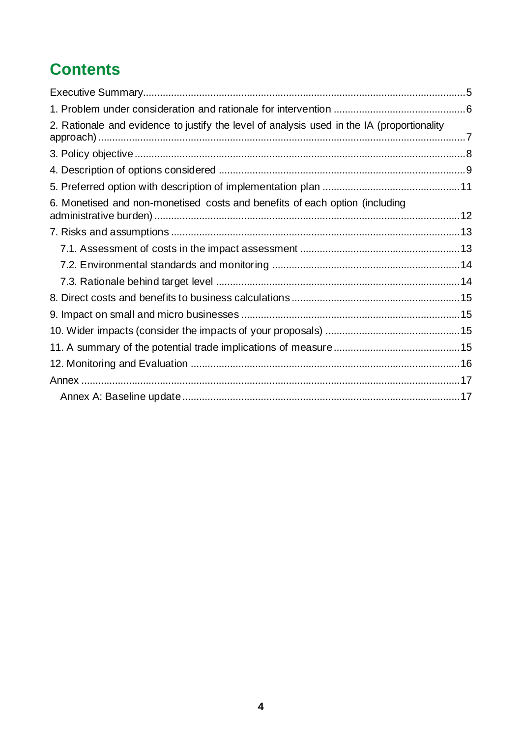## Contents

Executive Summary .......... 5

1. Problem under consideration and rationale for intervention .......... 6

2. Rationale and evidence to justify the level of analysis used in the IA (proportionality approach) .......... 7

3. Policy objective .......... 8

4. Description of options considered .......... 9

5. Preferred option with description of implementation plan .......... 11

6. Monetised and non-monetised costs and benefits of each option (including administrative burden) .......... 12

7. Risks and assumptions .......... 13

    7.1. Assessment of costs in the impact assessment .......... 13

    7.2. Environmental standards and monitoring .......... 14

    7.3. Rationale behind target level .......... 14

8. Direct costs and benefits to business calculations .......... 15

9. Impact on small and micro businesses .......... 15

10. Wider impacts (consider the impacts of your proposals) .......... 15

11. A summary of the potential trade implications of measure .......... 15

12. Monitoring and Evaluation .......... 16

Annex .......... 17

    Annex A: Baseline update .......... 17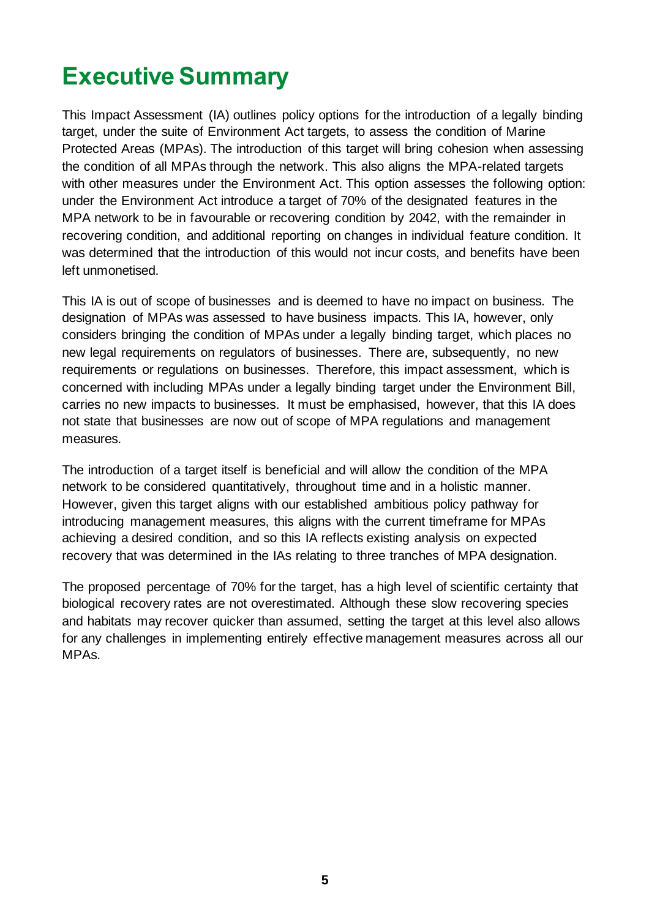# Executive Summary

This Impact Assessment (IA) outlines policy options for the introduction of a legally binding target, under the suite of Environment Act targets, to assess the condition of Marine Protected Areas (MPAs). The introduction of this target will bring cohesion when assessing the condition of all MPAs through the network. This also aligns the MPA-related targets with other measures under the Environment Act. This option assesses the following option: under the Environment Act introduce a target of 70% of the designated features in the MPA network to be in favourable or recovering condition by 2042, with the remainder in recovering condition, and additional reporting on changes in individual feature condition. It was determined that the introduction of this would not incur costs, and benefits have been left unmonetised.

This IA is out of scope of businesses and is deemed to have no impact on business. The designation of MPAs was assessed to have business impacts. This IA, however, only considers bringing the condition of MPAs under a legally binding target, which places no new legal requirements on regulators of businesses. There are, subsequently, no new requirements or regulations on businesses. Therefore, this impact assessment, which is concerned with including MPAs under a legally binding target under the Environment Bill, carries no new impacts to businesses. It must be emphasised, however, that this IA does not state that businesses are now out of scope of MPA regulations and management measures.

The introduction of a target itself is beneficial and will allow the condition of the MPA network to be considered quantitatively, throughout time and in a holistic manner. However, given this target aligns with our established ambitious policy pathway for introducing management measures, this aligns with the current timeframe for MPAs achieving a desired condition, and so this IA reflects existing analysis on expected recovery that was determined in the IAs relating to three tranches of MPA designation.

The proposed percentage of 70% for the target, has a high level of scientific certainty that biological recovery rates are not overestimated. Although these slow recovering species and habitats may recover quicker than assumed, setting the target at this level also allows for any challenges in implementing entirely effective management measures across all our MPAs.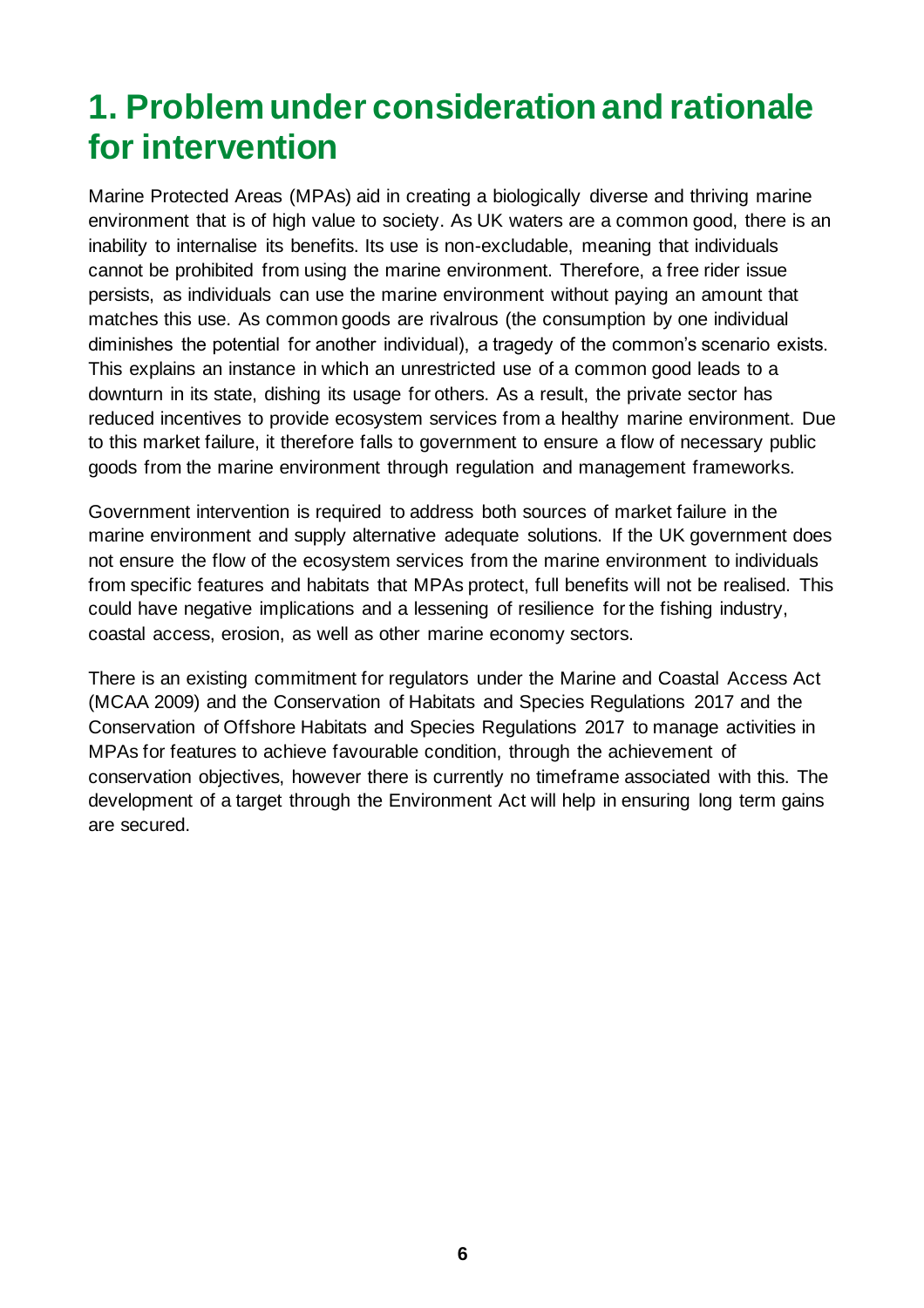# 1. Problem under consideration and rationale for intervention

Marine Protected Areas (MPAs) aid in creating a biologically diverse and thriving marine environment that is of high value to society. As UK waters are a common good, there is an inability to internalise its benefits. Its use is non-excludable, meaning that individuals cannot be prohibited from using the marine environment. Therefore, a free rider issue persists, as individuals can use the marine environment without paying an amount that matches this use. As common goods are rivalrous (the consumption by one individual diminishes the potential for another individual), a tragedy of the common's scenario exists. This explains an instance in which an unrestricted use of a common good leads to a downturn in its state, dishing its usage for others. As a result, the private sector has reduced incentives to provide ecosystem services from a healthy marine environment. Due to this market failure, it therefore falls to government to ensure a flow of necessary public goods from the marine environment through regulation and management frameworks.

Government intervention is required to address both sources of market failure in the marine environment and supply alternative adequate solutions. If the UK government does not ensure the flow of the ecosystem services from the marine environment to individuals from specific features and habitats that MPAs protect, full benefits will not be realised. This could have negative implications and a lessening of resilience for the fishing industry, coastal access, erosion, as well as other marine economy sectors.

There is an existing commitment for regulators under the Marine and Coastal Access Act (MCAA 2009) and the Conservation of Habitats and Species Regulations 2017 and the Conservation of Offshore Habitats and Species Regulations 2017 to manage activities in MPAs for features to achieve favourable condition, through the achievement of conservation objectives, however there is currently no timeframe associated with this. The development of a target through the Environment Act will help in ensuring long term gains are secured.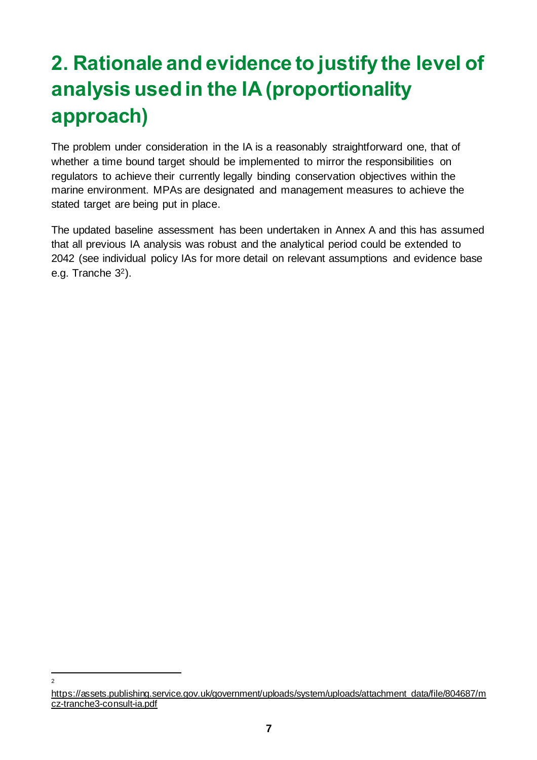## 2. Rationale and evidence to justify the level of analysis used in the IA (proportionality approach)

The problem under consideration in the IA is a reasonably straightforward one, that of whether a time bound target should be implemented to mirror the responsibilities on regulators to achieve their currently legally binding conservation objectives within the marine environment. MPAs are designated and management measures to achieve the stated target are being put in place.

The updated baseline assessment has been undertaken in Annex A and this has assumed that all previous IA analysis was robust and the analytical period could be extended to 2042 (see individual policy IAs for more detail on relevant assumptions and evidence base e.g. Tranche 3[2]).

[2] https://assets.publishing.service.gov.uk/government/uploads/system/uploads/attachment_data/file/804687/mcz-tranche3-consult-ia.pdf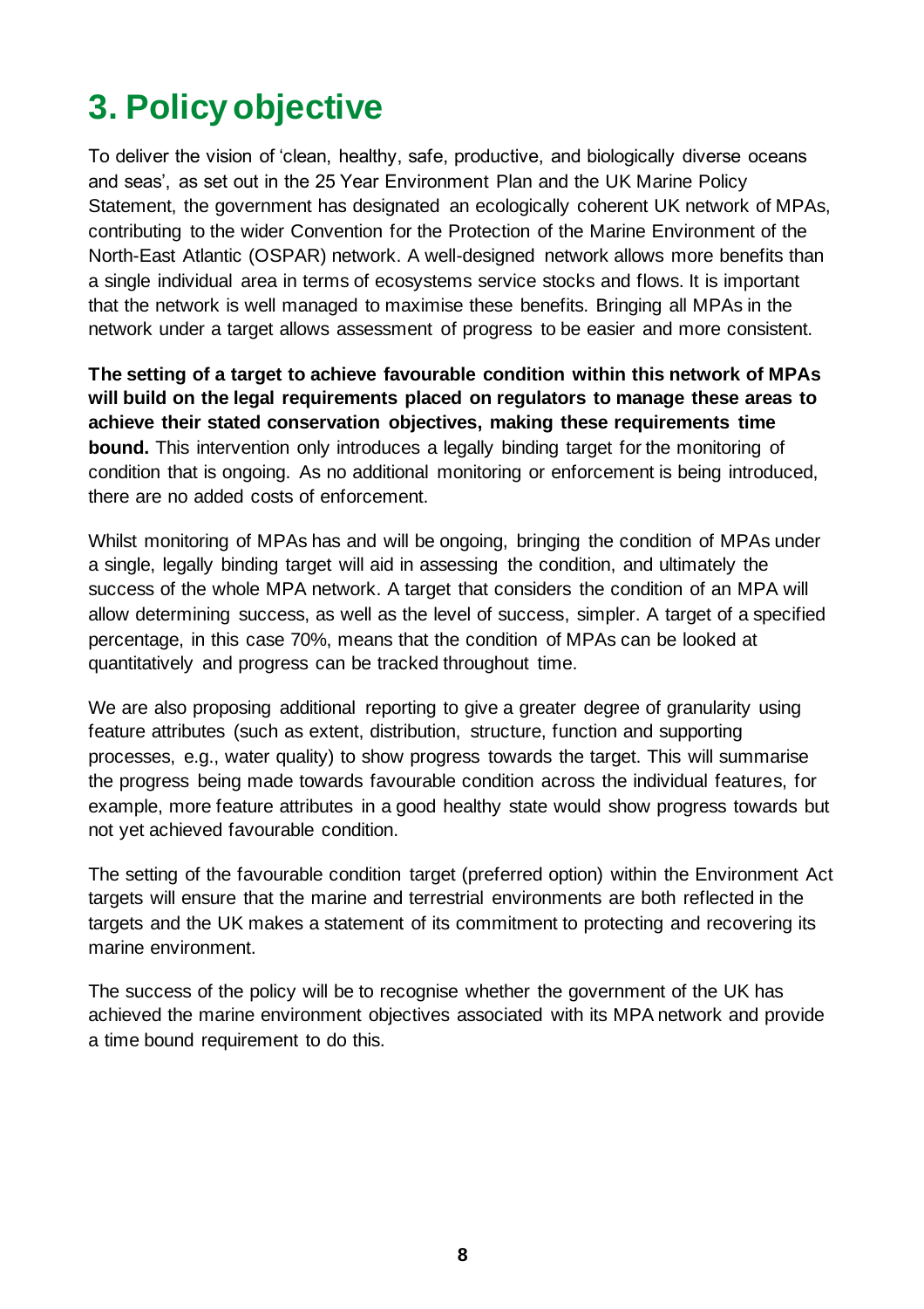# 3. Policy objective

To deliver the vision of 'clean, healthy, safe, productive, and biologically diverse oceans and seas', as set out in the 25 Year Environment Plan and the UK Marine Policy Statement, the government has designated an ecologically coherent UK network of MPAs, contributing to the wider Convention for the Protection of the Marine Environment of the North-East Atlantic (OSPAR) network. A well-designed network allows more benefits than a single individual area in terms of ecosystems service stocks and flows. It is important that the network is well managed to maximise these benefits. Bringing all MPAs in the network under a target allows assessment of progress to be easier and more consistent.

**The setting of a target to achieve favourable condition within this network of MPAs will build on the legal requirements placed on regulators to manage these areas to achieve their stated conservation objectives, making these requirements time bound.** This intervention only introduces a legally binding target for the monitoring of condition that is ongoing. As no additional monitoring or enforcement is being introduced, there are no added costs of enforcement.

Whilst monitoring of MPAs has and will be ongoing, bringing the condition of MPAs under a single, legally binding target will aid in assessing the condition, and ultimately the success of the whole MPA network. A target that considers the condition of an MPA will allow determining success, as well as the level of success, simpler. A target of a specified percentage, in this case 70%, means that the condition of MPAs can be looked at quantitatively and progress can be tracked throughout time.

We are also proposing additional reporting to give a greater degree of granularity using feature attributes (such as extent, distribution, structure, function and supporting processes, e.g., water quality) to show progress towards the target. This will summarise the progress being made towards favourable condition across the individual features, for example, more feature attributes in a good healthy state would show progress towards but not yet achieved favourable condition.

The setting of the favourable condition target (preferred option) within the Environment Act targets will ensure that the marine and terrestrial environments are both reflected in the targets and the UK makes a statement of its commitment to protecting and recovering its marine environment.

The success of the policy will be to recognise whether the government of the UK has achieved the marine environment objectives associated with its MPA network and provide a time bound requirement to do this.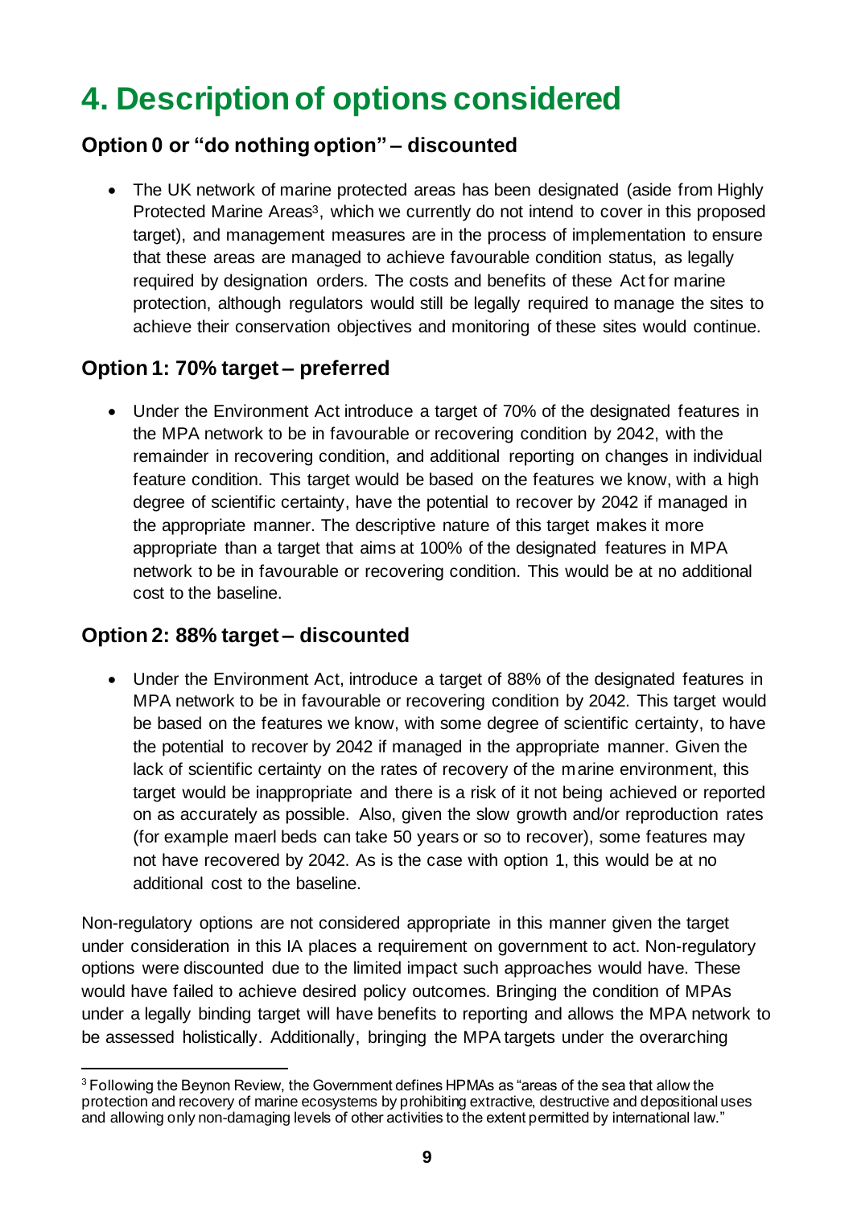# 4. Description of options considered

## Option 0 or "do nothing option" – discounted

- The UK network of marine protected areas has been designated (aside from Highly Protected Marine Areas[3], which we currently do not intend to cover in this proposed target), and management measures are in the process of implementation to ensure that these areas are managed to achieve favourable condition status, as legally required by designation orders. The costs and benefits of these Act for marine protection, although regulators would still be legally required to manage the sites to achieve their conservation objectives and monitoring of these sites would continue.

## Option 1: 70% target – preferred

- Under the Environment Act introduce a target of 70% of the designated features in the MPA network to be in favourable or recovering condition by 2042, with the remainder in recovering condition, and additional reporting on changes in individual feature condition. This target would be based on the features we know, with a high degree of scientific certainty, have the potential to recover by 2042 if managed in the appropriate manner. The descriptive nature of this target makes it more appropriate than a target that aims at 100% of the designated features in MPA network to be in favourable or recovering condition. This would be at no additional cost to the baseline.

## Option 2: 88% target – discounted

- Under the Environment Act, introduce a target of 88% of the designated features in MPA network to be in favourable or recovering condition by 2042. This target would be based on the features we know, with some degree of scientific certainty, to have the potential to recover by 2042 if managed in the appropriate manner. Given the lack of scientific certainty on the rates of recovery of the marine environment, this target would be inappropriate and there is a risk of it not being achieved or reported on as accurately as possible. Also, given the slow growth and/or reproduction rates (for example maerl beds can take 50 years or so to recover), some features may not have recovered by 2042. As is the case with option 1, this would be at no additional cost to the baseline.

Non-regulatory options are not considered appropriate in this manner given the target under consideration in this IA places a requirement on government to act. Non-regulatory options were discounted due to the limited impact such approaches would have. These would have failed to achieve desired policy outcomes. Bringing the condition of MPAs under a legally binding target will have benefits to reporting and allows the MPA network to be assessed holistically. Additionally, bringing the MPA targets under the overarching

[3] Following the Beynon Review, the Government defines HPMAs as "areas of the sea that allow the protection and recovery of marine ecosystems by prohibiting extractive, destructive and depositional uses and allowing only non-damaging levels of other activities to the extent permitted by international law."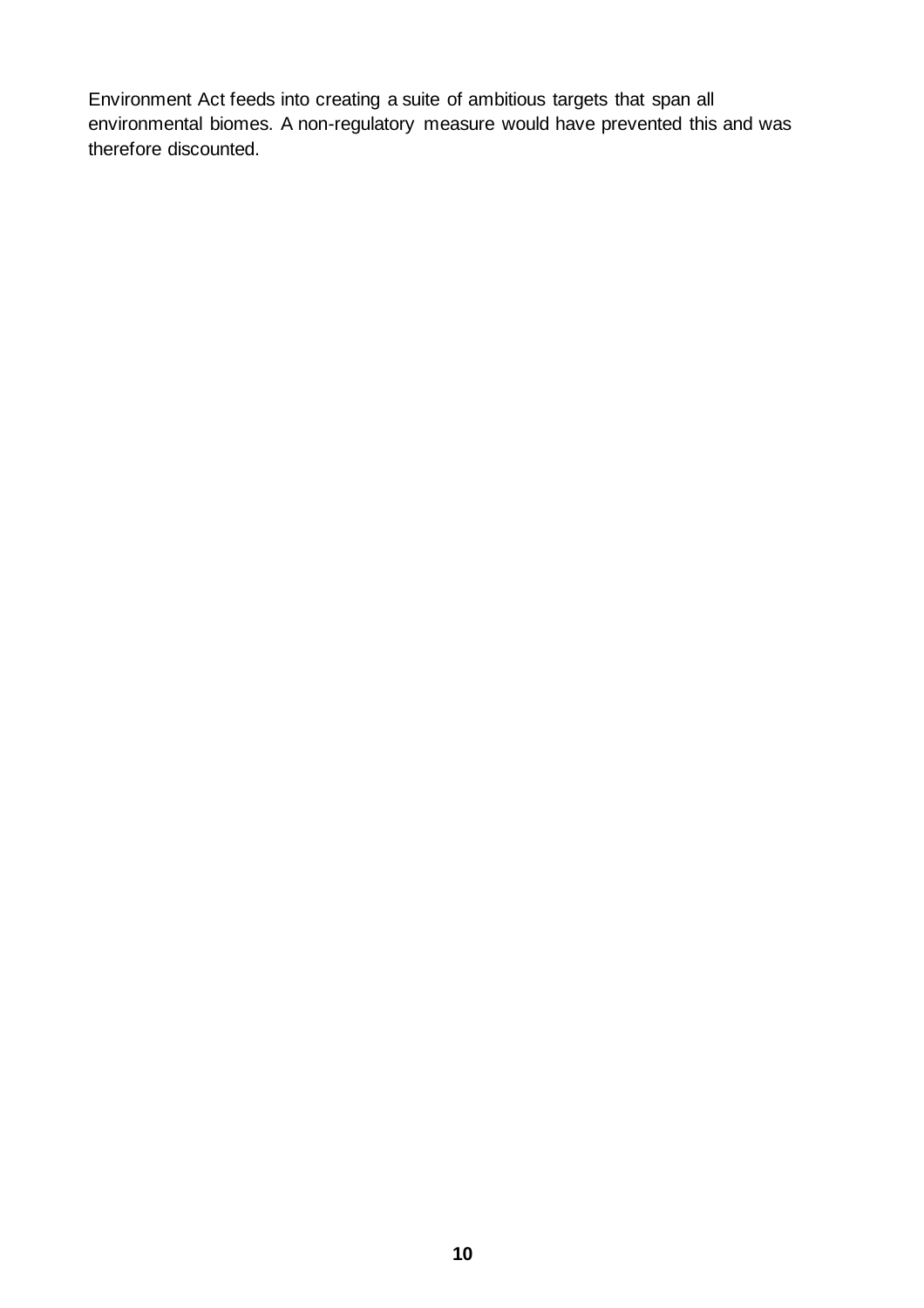Environment Act feeds into creating a suite of ambitious targets that span all environmental biomes. A non-regulatory measure would have prevented this and was therefore discounted.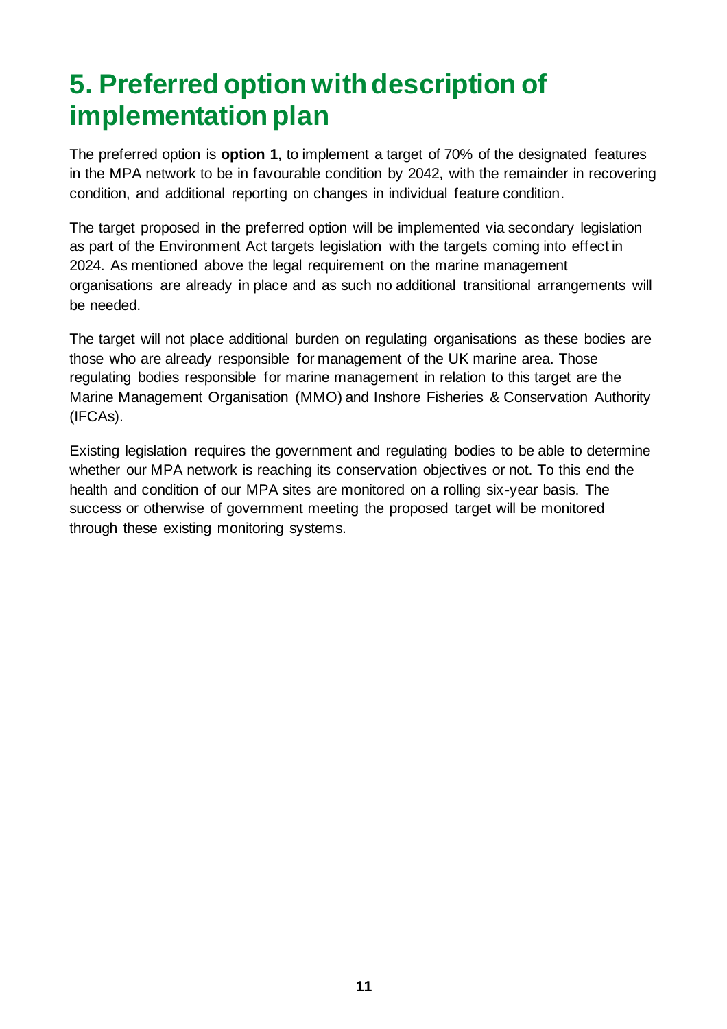# 5. Preferred option with description of implementation plan

The preferred option is **option 1**, to implement a target of 70% of the designated features in the MPA network to be in favourable condition by 2042, with the remainder in recovering condition, and additional reporting on changes in individual feature condition.

The target proposed in the preferred option will be implemented via secondary legislation as part of the Environment Act targets legislation with the targets coming into effect in 2024. As mentioned above the legal requirement on the marine management organisations are already in place and as such no additional transitional arrangements will be needed.

The target will not place additional burden on regulating organisations as these bodies are those who are already responsible for management of the UK marine area. Those regulating bodies responsible for marine management in relation to this target are the Marine Management Organisation (MMO) and Inshore Fisheries & Conservation Authority (IFCAs).

Existing legislation requires the government and regulating bodies to be able to determine whether our MPA network is reaching its conservation objectives or not. To this end the health and condition of our MPA sites are monitored on a rolling six-year basis. The success or otherwise of government meeting the proposed target will be monitored through these existing monitoring systems.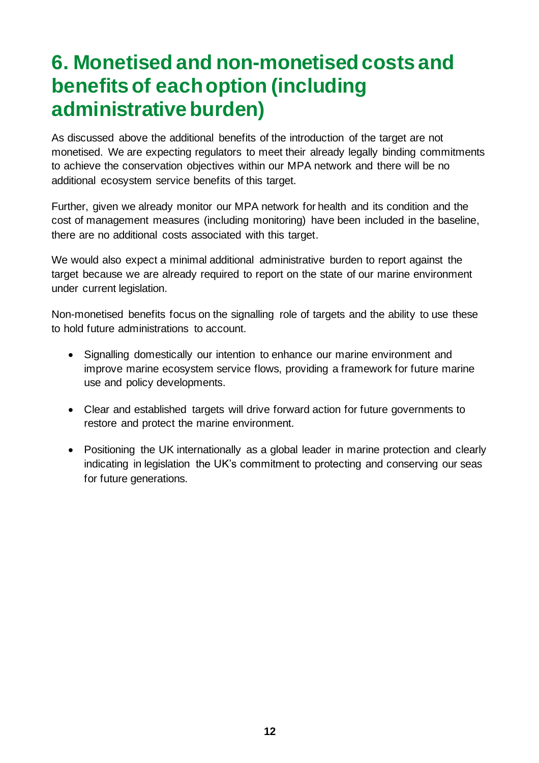# 6. Monetised and non-monetised costs and benefits of each option (including administrative burden)

As discussed above the additional benefits of the introduction of the target are not monetised. We are expecting regulators to meet their already legally binding commitments to achieve the conservation objectives within our MPA network and there will be no additional ecosystem service benefits of this target.

Further, given we already monitor our MPA network for health and its condition and the cost of management measures (including monitoring) have been included in the baseline, there are no additional costs associated with this target.

We would also expect a minimal additional administrative burden to report against the target because we are already required to report on the state of our marine environment under current legislation.

Non-monetised benefits focus on the signalling role of targets and the ability to use these to hold future administrations to account.

- Signalling domestically our intention to enhance our marine environment and improve marine ecosystem service flows, providing a framework for future marine use and policy developments.
- Clear and established targets will drive forward action for future governments to restore and protect the marine environment.
- Positioning the UK internationally as a global leader in marine protection and clearly indicating in legislation the UK's commitment to protecting and conserving our seas for future generations.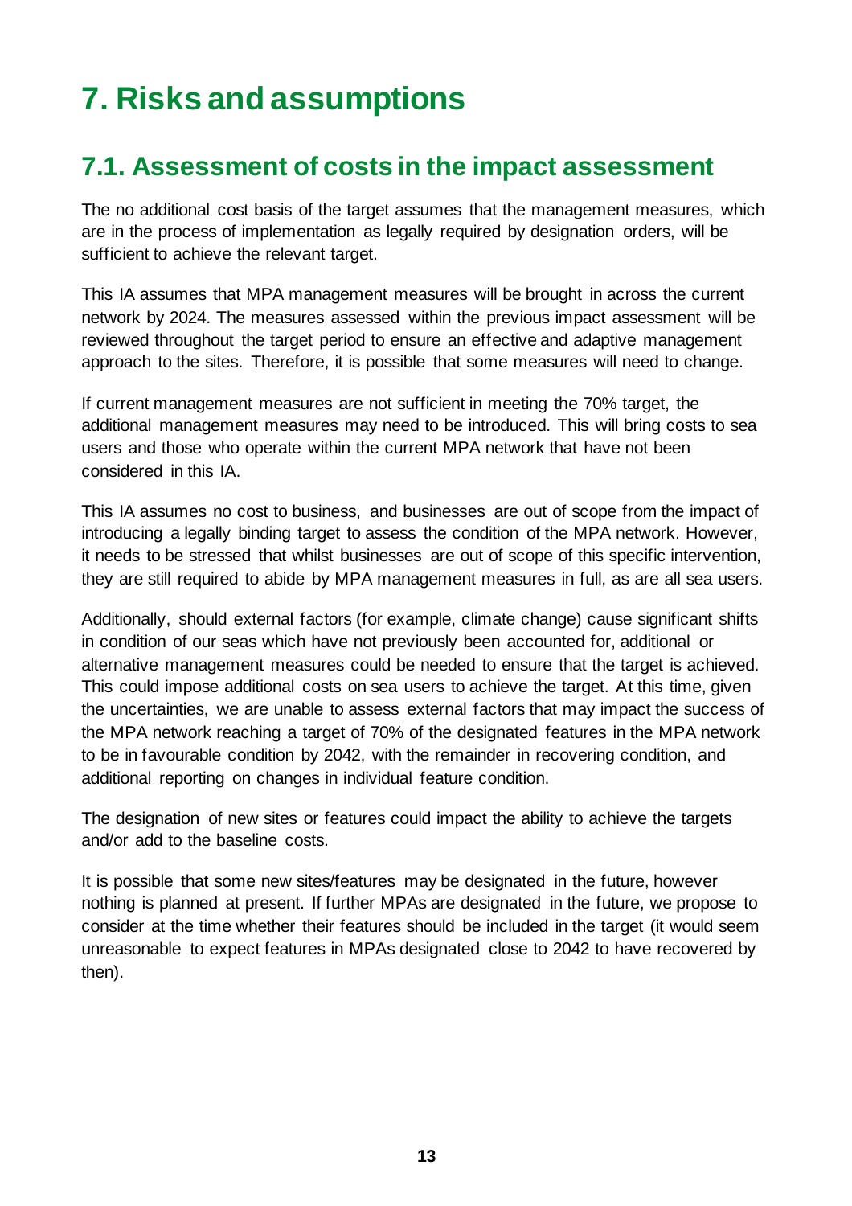# 7. Risks and assumptions

## 7.1. Assessment of costs in the impact assessment

The no additional cost basis of the target assumes that the management measures, which are in the process of implementation as legally required by designation orders, will be sufficient to achieve the relevant target.

This IA assumes that MPA management measures will be brought in across the current network by 2024. The measures assessed within the previous impact assessment will be reviewed throughout the target period to ensure an effective and adaptive management approach to the sites. Therefore, it is possible that some measures will need to change.

If current management measures are not sufficient in meeting the 70% target, the additional management measures may need to be introduced. This will bring costs to sea users and those who operate within the current MPA network that have not been considered in this IA.

This IA assumes no cost to business, and businesses are out of scope from the impact of introducing a legally binding target to assess the condition of the MPA network. However, it needs to be stressed that whilst businesses are out of scope of this specific intervention, they are still required to abide by MPA management measures in full, as are all sea users.

Additionally, should external factors (for example, climate change) cause significant shifts in condition of our seas which have not previously been accounted for, additional or alternative management measures could be needed to ensure that the target is achieved. This could impose additional costs on sea users to achieve the target. At this time, given the uncertainties, we are unable to assess external factors that may impact the success of the MPA network reaching a target of 70% of the designated features in the MPA network to be in favourable condition by 2042, with the remainder in recovering condition, and additional reporting on changes in individual feature condition.

The designation of new sites or features could impact the ability to achieve the targets and/or add to the baseline costs.

It is possible that some new sites/features may be designated in the future, however nothing is planned at present. If further MPAs are designated in the future, we propose to consider at the time whether their features should be included in the target (it would seem unreasonable to expect features in MPAs designated close to 2042 to have recovered by then).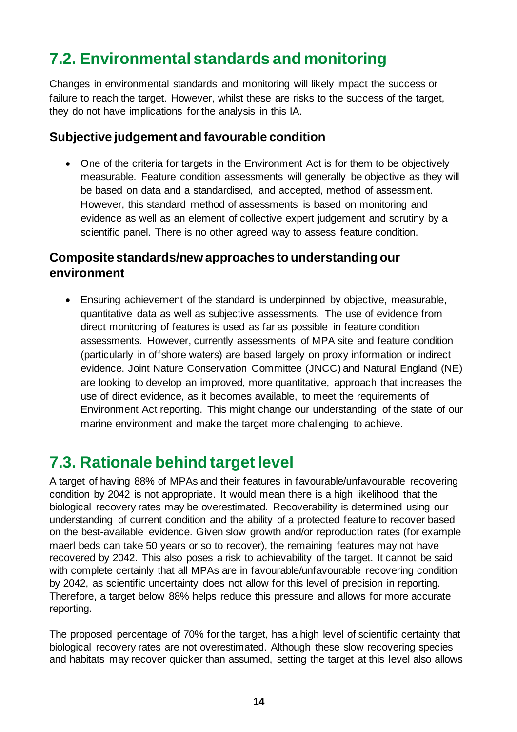## 7.2. Environmental standards and monitoring

Changes in environmental standards and monitoring will likely impact the success or failure to reach the target. However, whilst these are risks to the success of the target, they do not have implications for the analysis in this IA.

### Subjective judgement and favourable condition

- One of the criteria for targets in the Environment Act is for them to be objectively measurable. Feature condition assessments will generally be objective as they will be based on data and a standardised, and accepted, method of assessment. However, this standard method of assessments is based on monitoring and evidence as well as an element of collective expert judgement and scrutiny by a scientific panel. There is no other agreed way to assess feature condition.

### Composite standards/new approaches to understanding our environment

- Ensuring achievement of the standard is underpinned by objective, measurable, quantitative data as well as subjective assessments. The use of evidence from direct monitoring of features is used as far as possible in feature condition assessments. However, currently assessments of MPA site and feature condition (particularly in offshore waters) are based largely on proxy information or indirect evidence. Joint Nature Conservation Committee (JNCC) and Natural England (NE) are looking to develop an improved, more quantitative, approach that increases the use of direct evidence, as it becomes available, to meet the requirements of Environment Act reporting. This might change our understanding of the state of our marine environment and make the target more challenging to achieve.

## 7.3. Rationale behind target level

A target of having 88% of MPAs and their features in favourable/unfavourable recovering condition by 2042 is not appropriate. It would mean there is a high likelihood that the biological recovery rates may be overestimated. Recoverability is determined using our understanding of current condition and the ability of a protected feature to recover based on the best-available evidence. Given slow growth and/or reproduction rates (for example maerl beds can take 50 years or so to recover), the remaining features may not have recovered by 2042. This also poses a risk to achievability of the target. It cannot be said with complete certainly that all MPAs are in favourable/unfavourable recovering condition by 2042, as scientific uncertainty does not allow for this level of precision in reporting. Therefore, a target below 88% helps reduce this pressure and allows for more accurate reporting.

The proposed percentage of 70% for the target, has a high level of scientific certainty that biological recovery rates are not overestimated. Although these slow recovering species and habitats may recover quicker than assumed, setting the target at this level also allows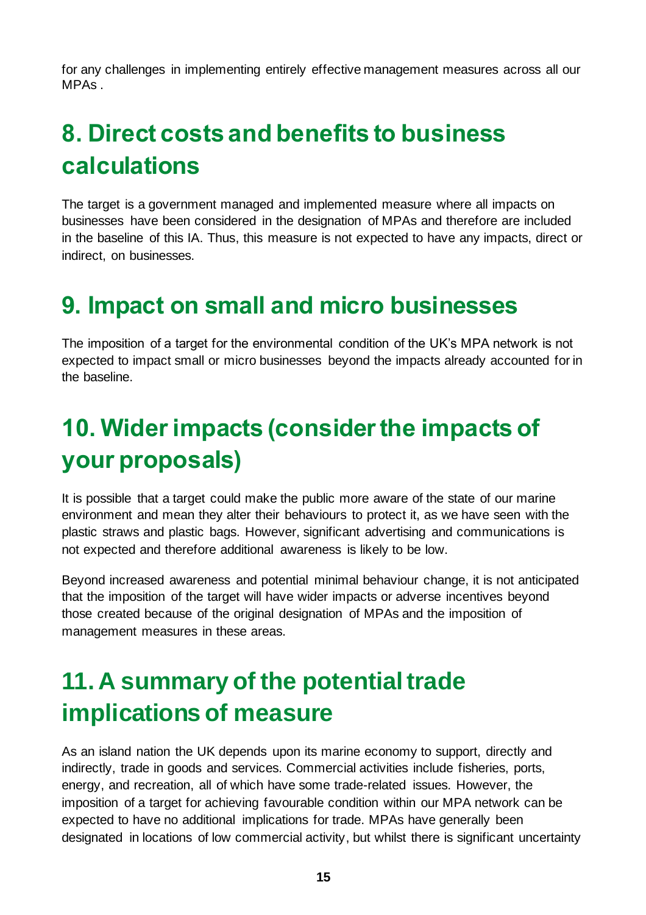for any challenges in implementing entirely effective management measures across all our MPAs .

# 8. Direct costs and benefits to business calculations

The target is a government managed and implemented measure where all impacts on businesses have been considered in the designation of MPAs and therefore are included in the baseline of this IA. Thus, this measure is not expected to have any impacts, direct or indirect, on businesses.

# 9. Impact on small and micro businesses

The imposition of a target for the environmental condition of the UK's MPA network is not expected to impact small or micro businesses beyond the impacts already accounted for in the baseline.

# 10. Wider impacts (consider the impacts of your proposals)

It is possible that a target could make the public more aware of the state of our marine environment and mean they alter their behaviours to protect it, as we have seen with the plastic straws and plastic bags. However, significant advertising and communications is not expected and therefore additional awareness is likely to be low.

Beyond increased awareness and potential minimal behaviour change, it is not anticipated that the imposition of the target will have wider impacts or adverse incentives beyond those created because of the original designation of MPAs and the imposition of management measures in these areas.

# 11. A summary of the potential trade implications of measure

As an island nation the UK depends upon its marine economy to support, directly and indirectly, trade in goods and services. Commercial activities include fisheries, ports, energy, and recreation, all of which have some trade-related issues. However, the imposition of a target for achieving favourable condition within our MPA network can be expected to have no additional implications for trade. MPAs have generally been designated in locations of low commercial activity, but whilst there is significant uncertainty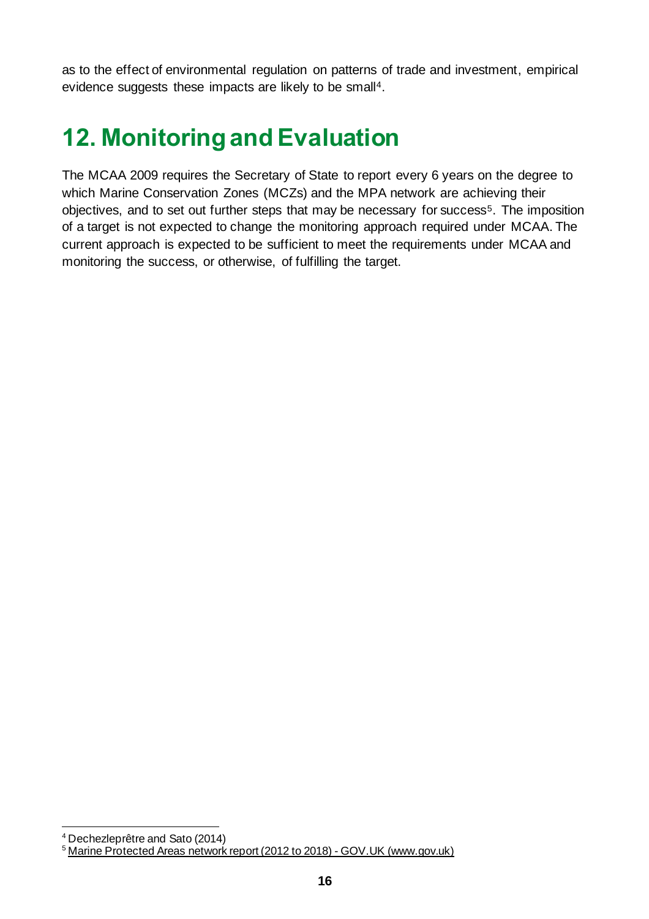as to the effect of environmental regulation on patterns of trade and investment, empirical evidence suggests these impacts are likely to be small[4].

## 12. Monitoring and Evaluation

The MCAA 2009 requires the Secretary of State to report every 6 years on the degree to which Marine Conservation Zones (MCZs) and the MPA network are achieving their objectives, and to set out further steps that may be necessary for success[5]. The imposition of a target is not expected to change the monitoring approach required under MCAA. The current approach is expected to be sufficient to meet the requirements under MCAA and monitoring the success, or otherwise, of fulfilling the target.

---

[4] Dechezleprêtre and Sato (2014)

[5] Marine Protected Areas network report (2012 to 2018) - GOV.UK (www.gov.uk)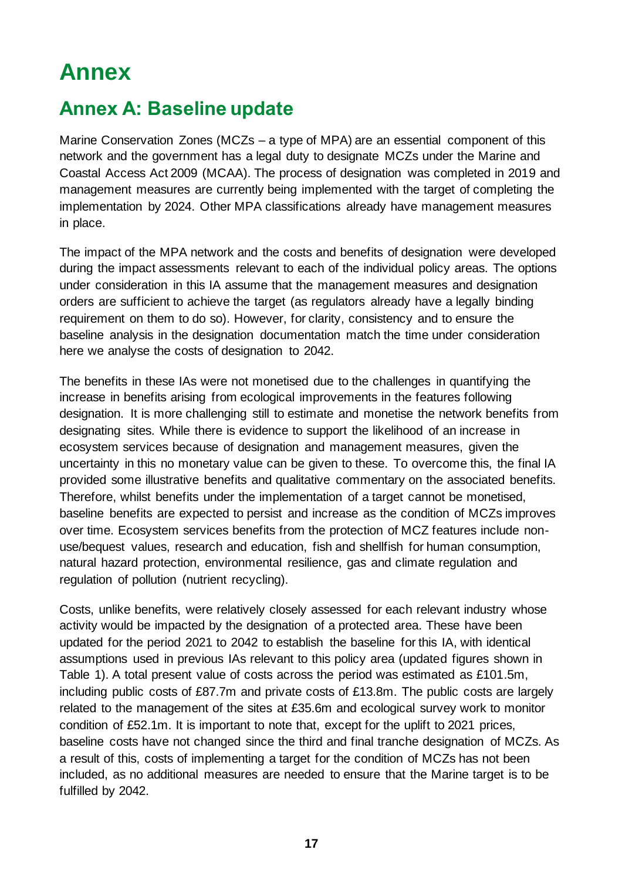# Annex

## Annex A: Baseline update

Marine Conservation Zones (MCZs – a type of MPA) are an essential component of this network and the government has a legal duty to designate MCZs under the Marine and Coastal Access Act 2009 (MCAA). The process of designation was completed in 2019 and management measures are currently being implemented with the target of completing the implementation by 2024. Other MPA classifications already have management measures in place.

The impact of the MPA network and the costs and benefits of designation were developed during the impact assessments relevant to each of the individual policy areas. The options under consideration in this IA assume that the management measures and designation orders are sufficient to achieve the target (as regulators already have a legally binding requirement on them to do so). However, for clarity, consistency and to ensure the baseline analysis in the designation documentation match the time under consideration here we analyse the costs of designation to 2042.

The benefits in these IAs were not monetised due to the challenges in quantifying the increase in benefits arising from ecological improvements in the features following designation. It is more challenging still to estimate and monetise the network benefits from designating sites. While there is evidence to support the likelihood of an increase in ecosystem services because of designation and management measures, given the uncertainty in this no monetary value can be given to these. To overcome this, the final IA provided some illustrative benefits and qualitative commentary on the associated benefits. Therefore, whilst benefits under the implementation of a target cannot be monetised, baseline benefits are expected to persist and increase as the condition of MCZs improves over time. Ecosystem services benefits from the protection of MCZ features include non-use/bequest values, research and education, fish and shellfish for human consumption, natural hazard protection, environmental resilience, gas and climate regulation and regulation of pollution (nutrient recycling).

Costs, unlike benefits, were relatively closely assessed for each relevant industry whose activity would be impacted by the designation of a protected area. These have been updated for the period 2021 to 2042 to establish the baseline for this IA, with identical assumptions used in previous IAs relevant to this policy area (updated figures shown in Table 1). A total present value of costs across the period was estimated as £101.5m, including public costs of £87.7m and private costs of £13.8m. The public costs are largely related to the management of the sites at £35.6m and ecological survey work to monitor condition of £52.1m. It is important to note that, except for the uplift to 2021 prices, baseline costs have not changed since the third and final tranche designation of MCZs. As a result of this, costs of implementing a target for the condition of MCZs has not been included, as no additional measures are needed to ensure that the Marine target is to be fulfilled by 2042.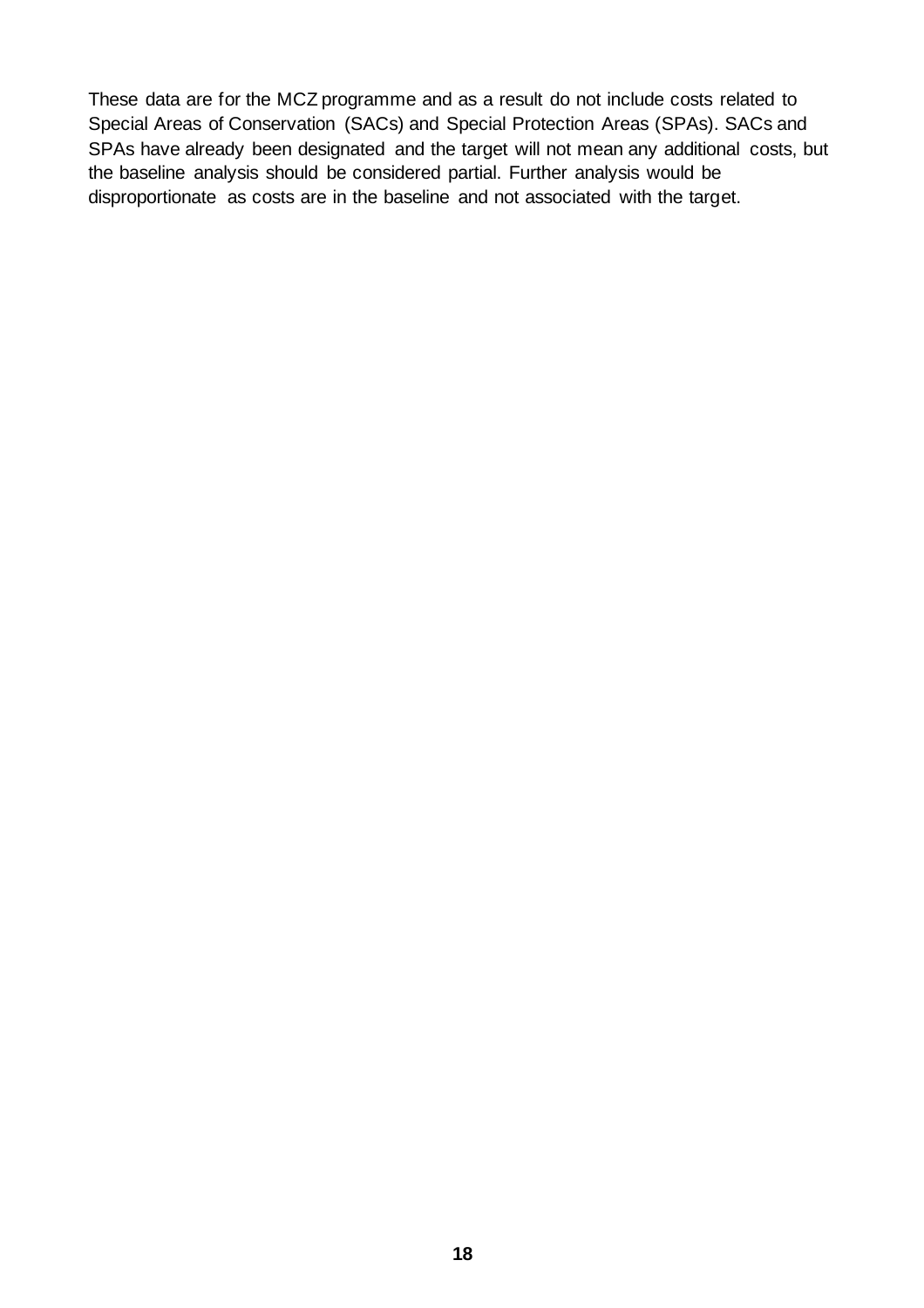These data are for the MCZ programme and as a result do not include costs related to Special Areas of Conservation (SACs) and Special Protection Areas (SPAs). SACs and SPAs have already been designated and the target will not mean any additional costs, but the baseline analysis should be considered partial. Further analysis would be disproportionate as costs are in the baseline and not associated with the target.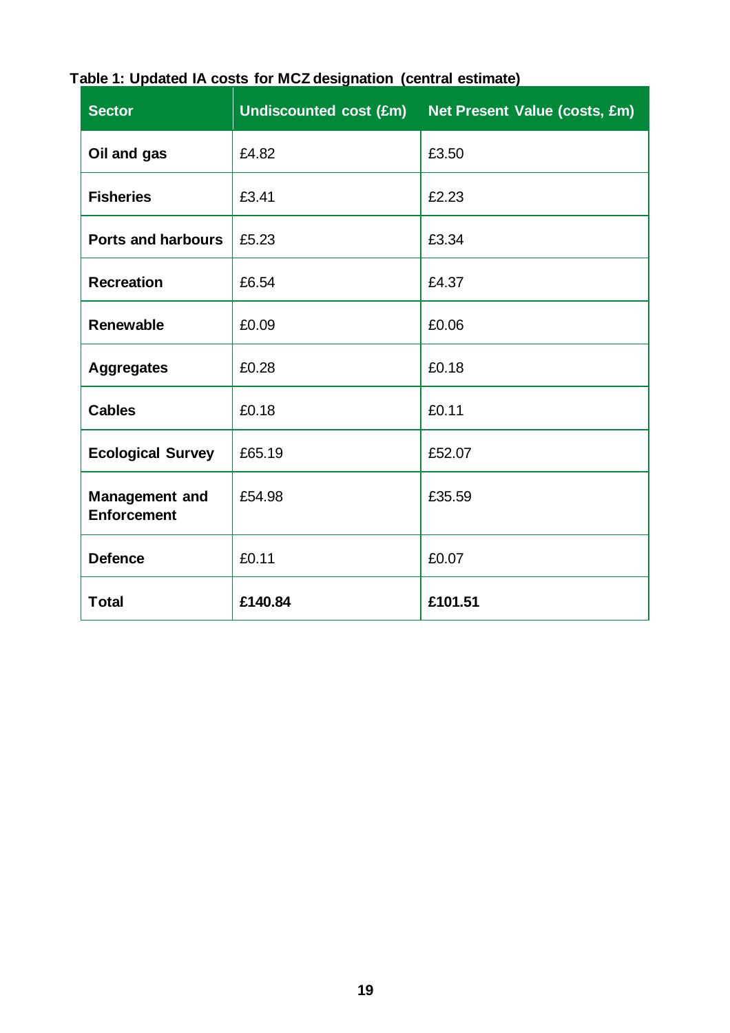**Table 1: Updated IA costs for MCZ designation (central estimate)**

| Sector | Undiscounted cost (£m) | Net Present Value (costs, £m) |
|---|---|---|
| **Oil and gas** | £4.82 | £3.50 |
| **Fisheries** | £3.41 | £2.23 |
| **Ports and harbours** | £5.23 | £3.34 |
| **Recreation** | £6.54 | £4.37 |
| **Renewable** | £0.09 | £0.06 |
| **Aggregates** | £0.28 | £0.18 |
| **Cables** | £0.18 | £0.11 |
| **Ecological Survey** | £65.19 | £52.07 |
| **Management and Enforcement** | £54.98 | £35.59 |
| **Defence** | £0.11 | £0.07 |
| **Total** | **£140.84** | **£101.51** |